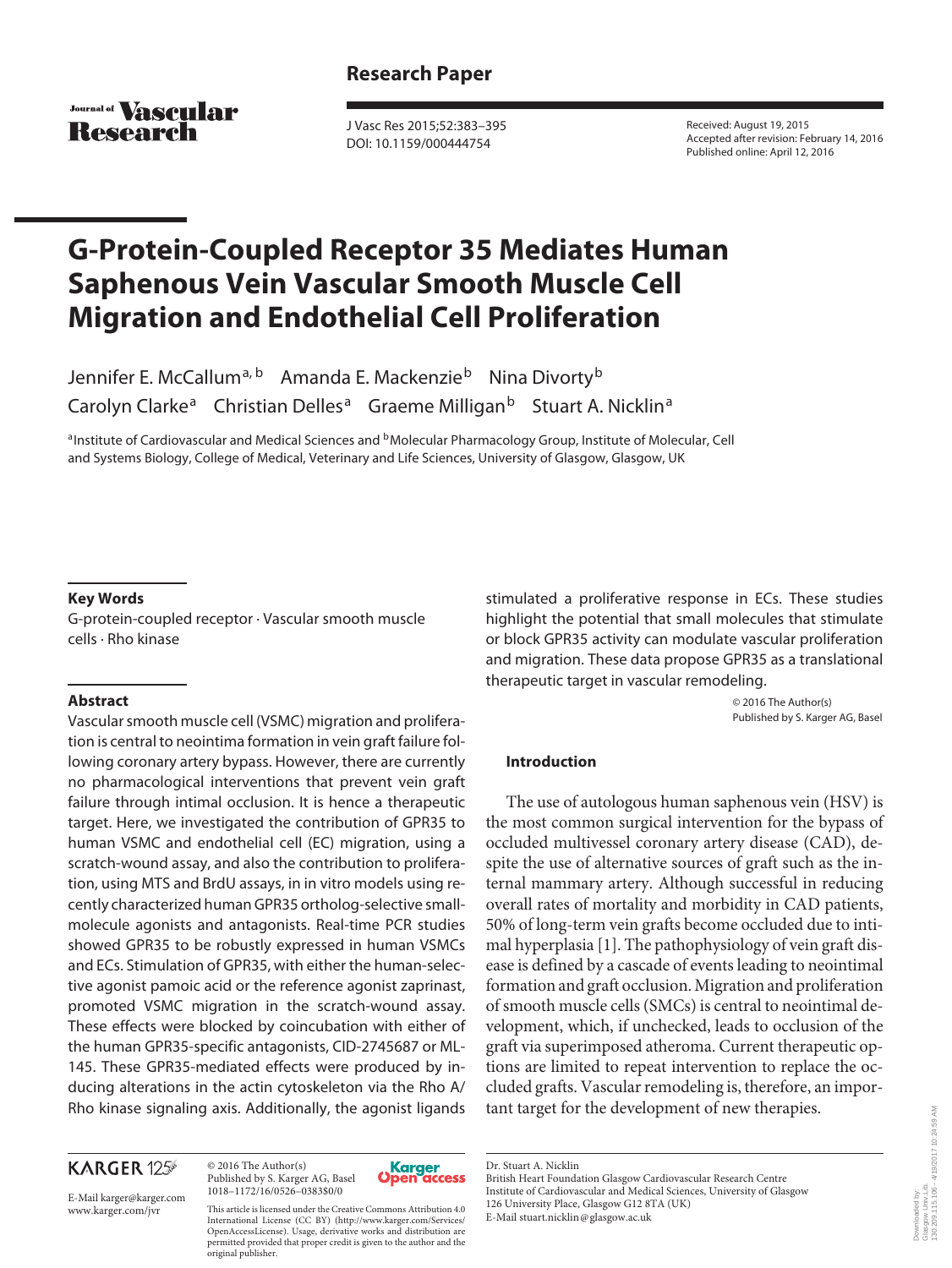Research Paper

Received: August 19, 2015
Accepted after revision: February 14, 2016
Published online: April 12, 2016

# G-Protein-Coupled Receptor 35 Mediates Human Saphenous Vein Vascular Smooth Muscle Cell Migration and Endothelial Cell Proliferation

Jennifer E. McCallum[a, b] Amanda E. Mackenzie[b] Nina Divorty[b] Carolyn Clarke[a] Christian Delles[a] Graeme Milligan[b] Stuart A. Nicklin[a]

[a]Institute of Cardiovascular and Medical Sciences and [b]Molecular Pharmacology Group, Institute of Molecular, Cell and Systems Biology, College of Medical, Veterinary and Life Sciences, University of Glasgow, Glasgow, UK

## Key Words

G-protein-coupled receptor · Vascular smooth muscle cells · Rho kinase

## Abstract

Vascular smooth muscle cell (VSMC) migration and proliferation is central to neointima formation in vein graft failure following coronary artery bypass. However, there are currently no pharmacological interventions that prevent vein graft failure through intimal occlusion. It is hence a therapeutic target. Here, we investigated the contribution of GPR35 to human VSMC and endothelial cell (EC) migration, using a scratch-wound assay, and also the contribution to proliferation, using MTS and BrdU assays, in in vitro models using recently characterized human GPR35 ortholog-selective small-molecule agonists and antagonists. Real-time PCR studies showed GPR35 to be robustly expressed in human VSMCs and ECs. Stimulation of GPR35, with either the human-selective agonist pamoic acid or the reference agonist zaprinast, promoted VSMC migration in the scratch-wound assay. These effects were blocked by coincubation with either of the human GPR35-specific antagonists, CID-2745687 or ML-145. These GPR35-mediated effects were produced by inducing alterations in the actin cytoskeleton via the Rho A/Rho kinase signaling axis. Additionally, the agonist ligands stimulated a proliferative response in ECs. These studies highlight the potential that small molecules that stimulate or block GPR35 activity can modulate vascular proliferation and migration. These data propose GPR35 as a translational therapeutic target in vascular remodeling.

© 2016 The Author(s)
Published by S. Karger AG, Basel

## Introduction

The use of autologous human saphenous vein (HSV) is the most common surgical intervention for the bypass of occluded multivessel coronary artery disease (CAD), despite the use of alternative sources of graft such as the internal mammary artery. Although successful in reducing overall rates of mortality and morbidity in CAD patients, 50% of long-term vein grafts become occluded due to intimal hyperplasia [1]. The pathophysiology of vein graft disease is defined by a cascade of events leading to neointimal formation and graft occlusion. Migration and proliferation of smooth muscle cells (SMCs) is central to neointimal development, which, if unchecked, leads to occlusion of the graft via superimposed atheroma. Current therapeutic options are limited to repeat intervention to replace the occluded grafts. Vascular remodeling is, therefore, an important target for the development of new therapies.

© 2016 The Author(s)
Published by S. Karger AG, Basel
1018–1172/16/0526–0383$0/0

E-Mail karger@karger.com
www.karger.com/jvr

This article is licensed under the Creative Commons Attribution 4.0 International License (CC BY) (http://www.karger.com/Services/OpenAccessLicense). Usage, derivative works and distribution are permitted provided that proper credit is given to the author and the original publisher.

Dr. Stuart A. Nicklin
British Heart Foundation Glasgow Cardiovascular Research Centre
Institute of Cardiovascular and Medical Sciences, University of Glasgow
126 University Place, Glasgow G12 8TA (UK)
E-Mail stuart.nicklin@glasgow.ac.uk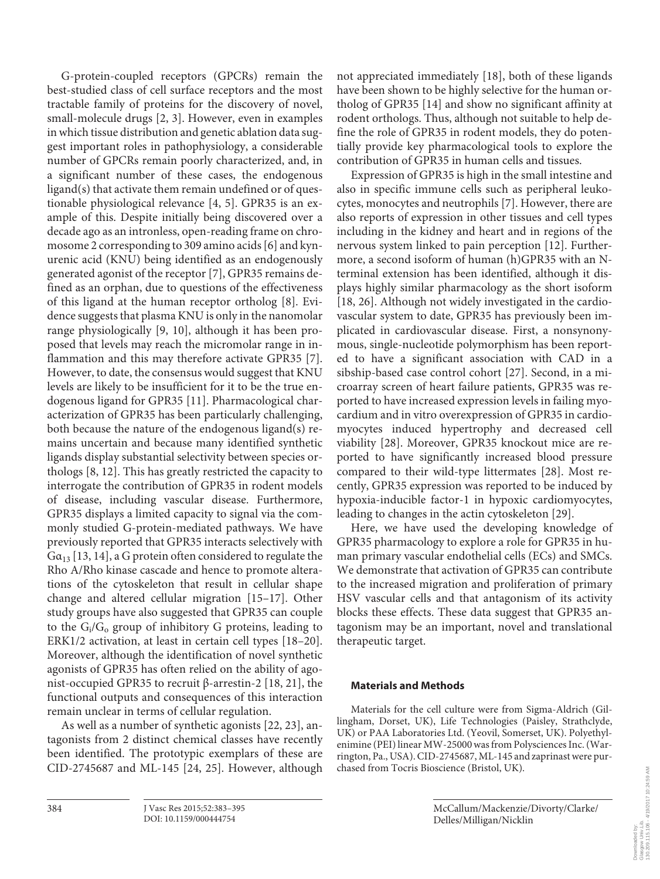G-protein-coupled receptors (GPCRs) remain the best-studied class of cell surface receptors and the most tractable family of proteins for the discovery of novel, small-molecule drugs [2, 3]. However, even in examples in which tissue distribution and genetic ablation data suggest important roles in pathophysiology, a considerable number of GPCRs remain poorly characterized, and, in a significant number of these cases, the endogenous ligand(s) that activate them remain undefined or of questionable physiological relevance [4, 5]. GPR35 is an example of this. Despite initially being discovered over a decade ago as an intronless, open-reading frame on chromosome 2 corresponding to 309 amino acids [6] and kynurenic acid (KNU) being identified as an endogenously generated agonist of the receptor [7], GPR35 remains defined as an orphan, due to questions of the effectiveness of this ligand at the human receptor ortholog [8]. Evidence suggests that plasma KNU is only in the nanomolar range physiologically [9, 10], although it has been proposed that levels may reach the micromolar range in inflammation and this may therefore activate GPR35 [7]. However, to date, the consensus would suggest that KNU levels are likely to be insufficient for it to be the true endogenous ligand for GPR35 [11]. Pharmacological characterization of GPR35 has been particularly challenging, both because the nature of the endogenous ligand(s) remains uncertain and because many identified synthetic ligands display substantial selectivity between species orthologs [8, 12]. This has greatly restricted the capacity to interrogate the contribution of GPR35 in rodent models of disease, including vascular disease. Furthermore, GPR35 displays a limited capacity to signal via the commonly studied G-protein-mediated pathways. We have previously reported that GPR35 interacts selectively with $G\alpha_{13}$ [13, 14], a G protein often considered to regulate the Rho A/Rho kinase cascade and hence to promote alterations of the cytoskeleton that result in cellular shape change and altered cellular migration [15–17]. Other study groups have also suggested that GPR35 can couple to the $G_i/G_o$ group of inhibitory G proteins, leading to ERK1/2 activation, at least in certain cell types [18–20]. Moreover, although the identification of novel synthetic agonists of GPR35 has often relied on the ability of agonist-occupied GPR35 to recruit β-arrestin-2 [18, 21], the functional outputs and consequences of this interaction remain unclear in terms of cellular regulation.

As well as a number of synthetic agonists [22, 23], antagonists from 2 distinct chemical classes have recently been identified. The prototypic exemplars of these are CID-2745687 and ML-145 [24, 25]. However, although not appreciated immediately [18], both of these ligands have been shown to be highly selective for the human ortholog of GPR35 [14] and show no significant affinity at rodent orthologs. Thus, although not suitable to help define the role of GPR35 in rodent models, they do potentially provide key pharmacological tools to explore the contribution of GPR35 in human cells and tissues.

Expression of GPR35 is high in the small intestine and also in specific immune cells such as peripheral leukocytes, monocytes and neutrophils [7]. However, there are also reports of expression in other tissues and cell types including in the kidney and heart and in regions of the nervous system linked to pain perception [12]. Furthermore, a second isoform of human (h)GPR35 with an N-terminal extension has been identified, although it displays highly similar pharmacology as the short isoform [18, 26]. Although not widely investigated in the cardiovascular system to date, GPR35 has previously been implicated in cardiovascular disease. First, a nonsynonymous, single-nucleotide polymorphism has been reported to have a significant association with CAD in a sibship-based case control cohort [27]. Second, in a microarray screen of heart failure patients, GPR35 was reported to have increased expression levels in failing myocardium and in vitro overexpression of GPR35 in cardiomyocytes induced hypertrophy and decreased cell viability [28]. Moreover, GPR35 knockout mice are reported to have significantly increased blood pressure compared to their wild-type littermates [28]. Most recently, GPR35 expression was reported to be induced by hypoxia-inducible factor-1 in hypoxic cardiomyocytes, leading to changes in the actin cytoskeleton [29].

Here, we have used the developing knowledge of GPR35 pharmacology to explore a role for GPR35 in human primary vascular endothelial cells (ECs) and SMCs. We demonstrate that activation of GPR35 can contribute to the increased migration and proliferation of primary HSV vascular cells and that antagonism of its activity blocks these effects. These data suggest that GPR35 antagonism may be an important, novel and translational therapeutic target.

## Materials and Methods

Materials for the cell culture were from Sigma-Aldrich (Gillingham, Dorset, UK), Life Technologies (Paisley, Strathclyde, UK) or PAA Laboratories Ltd. (Yeovil, Somerset, UK). Polyethylenimine (PEI) linear MW-25000 was from Polysciences Inc. (Warrington, Pa., USA). CID-2745687, ML-145 and zaprinast were purchased from Tocris Bioscience (Bristol, UK).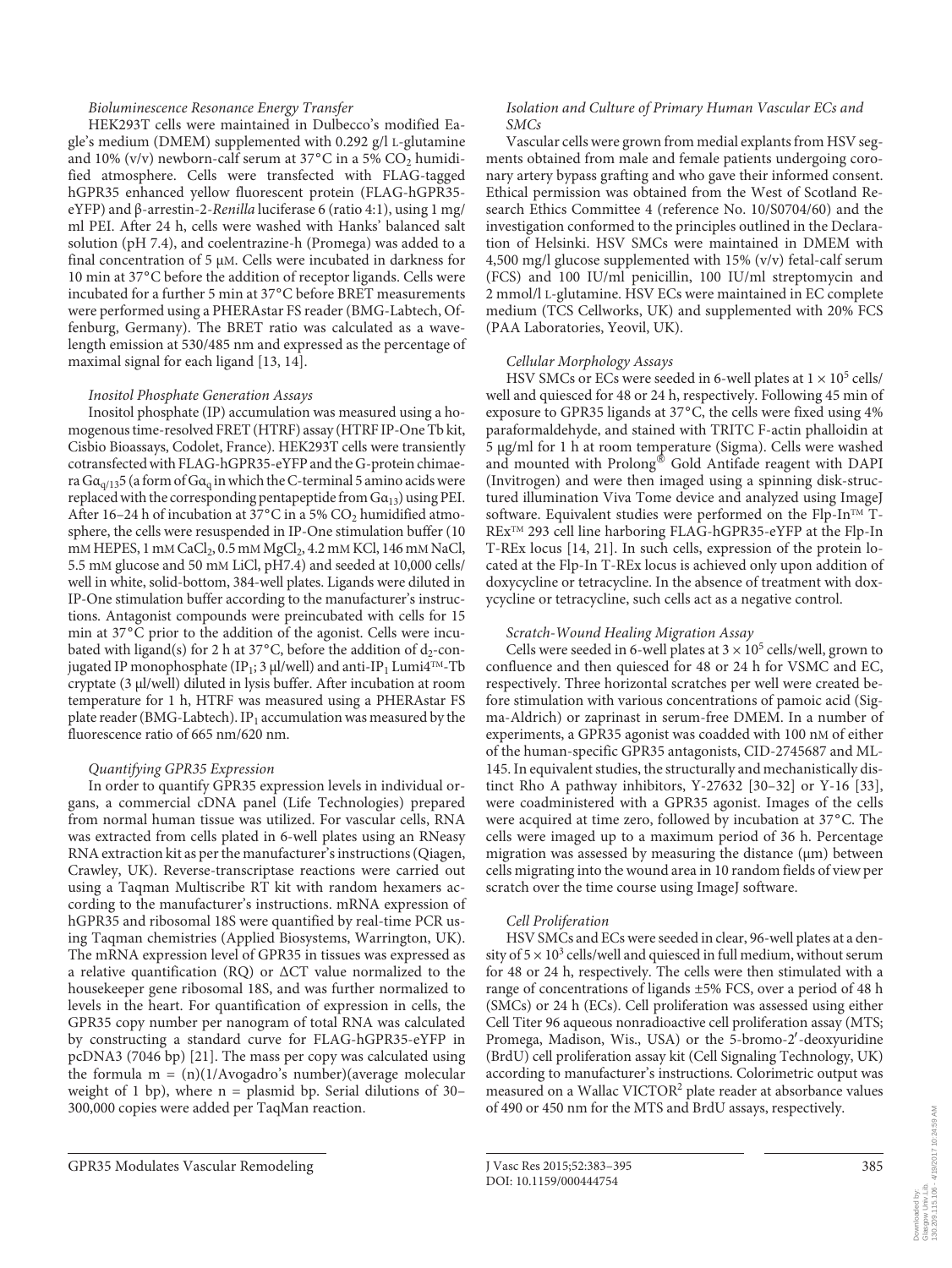### *Bioluminescence Resonance Energy Transfer*

HEK293T cells were maintained in Dulbecco's modified Eagle's medium (DMEM) supplemented with 0.292 g/l L-glutamine and 10% (v/v) newborn-calf serum at 37°C in a 5% $CO_2$ humidified atmosphere. Cells were transfected with FLAG-tagged hGPR35 enhanced yellow fluorescent protein (FLAG-hGPR35-eYFP) and β-arrestin-2-*Renilla* luciferase 6 (ratio 4:1), using 1 mg/ml PEI. After 24 h, cells were washed with Hanks' balanced salt solution (pH 7.4), and coelentrazine-h (Promega) was added to a final concentration of 5 μM. Cells were incubated in darkness for 10 min at 37°C before the addition of receptor ligands. Cells were incubated for a further 5 min at 37°C before BRET measurements were performed using a PHERAstar FS reader (BMG-Labtech, Offenburg, Germany). The BRET ratio was calculated as a wavelength emission at 530/485 nm and expressed as the percentage of maximal signal for each ligand [13, 14].

### *Inositol Phosphate Generation Assays*

Inositol phosphate (IP) accumulation was measured using a homogenous time-resolved FRET (HTRF) assay (HTRF IP-One Tb kit, Cisbio Bioassays, Codolet, France). HEK293T cells were transiently cotransfected with FLAG-hGPR35-eYFP and the G-protein chimaera $G\alpha_{q/13}5$ (a form of $G\alpha_q$ in which the C-terminal 5 amino acids were replaced with the corresponding pentapeptide from $G\alpha_{13}$) using PEI. After 16–24 h of incubation at 37°C in a 5% $CO_2$ humidified atmosphere, the cells were resuspended in IP-One stimulation buffer (10 mM HEPES, 1 mM $CaCl_2$, 0.5 mM $MgCl_2$, 4.2 mM KCl, 146 mM NaCl, 5.5 mM glucose and 50 mM LiCl, pH7.4) and seeded at 10,000 cells/well in white, solid-bottom, 384-well plates. Ligands were diluted in IP-One stimulation buffer according to the manufacturer's instructions. Antagonist compounds were preincubated with cells for 15 min at 37°C prior to the addition of the agonist. Cells were incubated with ligand(s) for 2 h at 37°C, before the addition of $d_2$-conjugated IP monophosphate ($IP_1$; 3 μl/well) and anti-$IP_1$ Lumi4™-Tb cryptate (3 μl/well) diluted in lysis buffer. After incubation at room temperature for 1 h, HTRF was measured using a PHERAstar FS plate reader (BMG-Labtech). $IP_1$ accumulation was measured by the fluorescence ratio of 665 nm/620 nm.

### *Quantifying GPR35 Expression*

In order to quantify GPR35 expression levels in individual organs, a commercial cDNA panel (Life Technologies) prepared from normal human tissue was utilized. For vascular cells, RNA was extracted from cells plated in 6-well plates using an RNeasy RNA extraction kit as per the manufacturer's instructions (Qiagen, Crawley, UK). Reverse-transcriptase reactions were carried out using a Taqman Multiscribe RT kit with random hexamers according to the manufacturer's instructions. mRNA expression of hGPR35 and ribosomal 18S were quantified by real-time PCR using Taqman chemistries (Applied Biosystems, Warrington, UK). The mRNA expression level of GPR35 in tissues was expressed as a relative quantification (RQ) or ΔCT value normalized to the housekeeper gene ribosomal 18S, and was further normalized to levels in the heart. For quantification of expression in cells, the GPR35 copy number per nanogram of total RNA was calculated by constructing a standard curve for FLAG-hGPR35-eYFP in pcDNA3 (7046 bp) [21]. The mass per copy was calculated using the formula $m = (n)(1/\text{Avogadro's number})(\text{average molecular weight of 1 bp})$, where n = plasmid bp. Serial dilutions of 30–300,000 copies were added per TaqMan reaction.

### *Isolation and Culture of Primary Human Vascular ECs and SMCs*

Vascular cells were grown from medial explants from HSV segments obtained from male and female patients undergoing coronary artery bypass grafting and who gave their informed consent. Ethical permission was obtained from the West of Scotland Research Ethics Committee 4 (reference No. 10/S0704/60) and the investigation conformed to the principles outlined in the Declaration of Helsinki. HSV SMCs were maintained in DMEM with 4,500 mg/l glucose supplemented with 15% (v/v) fetal-calf serum (FCS) and 100 IU/ml penicillin, 100 IU/ml streptomycin and 2 mmol/l L-glutamine. HSV ECs were maintained in EC complete medium (TCS Cellworks, UK) and supplemented with 20% FCS (PAA Laboratories, Yeovil, UK).

### *Cellular Morphology Assays*

HSV SMCs or ECs were seeded in 6-well plates at $1 \times 10^5$ cells/well and quiesced for 48 or 24 h, respectively. Following 45 min of exposure to GPR35 ligands at 37°C, the cells were fixed using 4% paraformaldehyde, and stained with TRITC F-actin phalloidin at 5 μg/ml for 1 h at room temperature (Sigma). Cells were washed and mounted with Prolong® Gold Antifade reagent with DAPI (Invitrogen) and were then imaged using a spinning disk-structured illumination Viva Tome device and analyzed using ImageJ software. Equivalent studies were performed on the Flp-In™ T-REx™ 293 cell line harboring FLAG-hGPR35-eYFP at the Flp-In T-REx locus [14, 21]. In such cells, expression of the protein located at the Flp-In T-REx locus is achieved only upon addition of doxycycline or tetracycline. In the absence of treatment with doxycycline or tetracycline, such cells act as a negative control.

### *Scratch-Wound Healing Migration Assay*

Cells were seeded in 6-well plates at $3 \times 10^5$ cells/well, grown to confluence and then quiesced for 48 or 24 h for VSMC and EC, respectively. Three horizontal scratches per well were created before stimulation with various concentrations of pamoic acid (Sigma-Aldrich) or zaprinast in serum-free DMEM. In a number of experiments, a GPR35 agonist was coadded with 100 nM of either of the human-specific GPR35 antagonists, CID-2745687 and ML-145. In equivalent studies, the structurally and mechanistically distinct Rho A pathway inhibitors, Y-27632 [30–32] or Y-16 [33], were coadministered with a GPR35 agonist. Images of the cells were acquired at time zero, followed by incubation at 37°C. The cells were imaged up to a maximum period of 36 h. Percentage migration was assessed by measuring the distance (μm) between cells migrating into the wound area in 10 random fields of view per scratch over the time course using ImageJ software.

### *Cell Proliferation*

HSV SMCs and ECs were seeded in clear, 96-well plates at a density of $5 \times 10^3$ cells/well and quiesced in full medium, without serum for 48 or 24 h, respectively. The cells were then stimulated with a range of concentrations of ligands ±5% FCS, over a period of 48 h (SMCs) or 24 h (ECs). Cell proliferation was assessed using either Cell Titer 96 aqueous nonradioactive cell proliferation assay (MTS; Promega, Madison, Wis., USA) or the 5-bromo-2′-deoxyuridine (BrdU) cell proliferation assay kit (Cell Signaling Technology, UK) according to manufacturer's instructions. Colorimetric output was measured on a Wallac VICTOR[2] plate reader at absorbance values of 490 or 450 nm for the MTS and BrdU assays, respectively.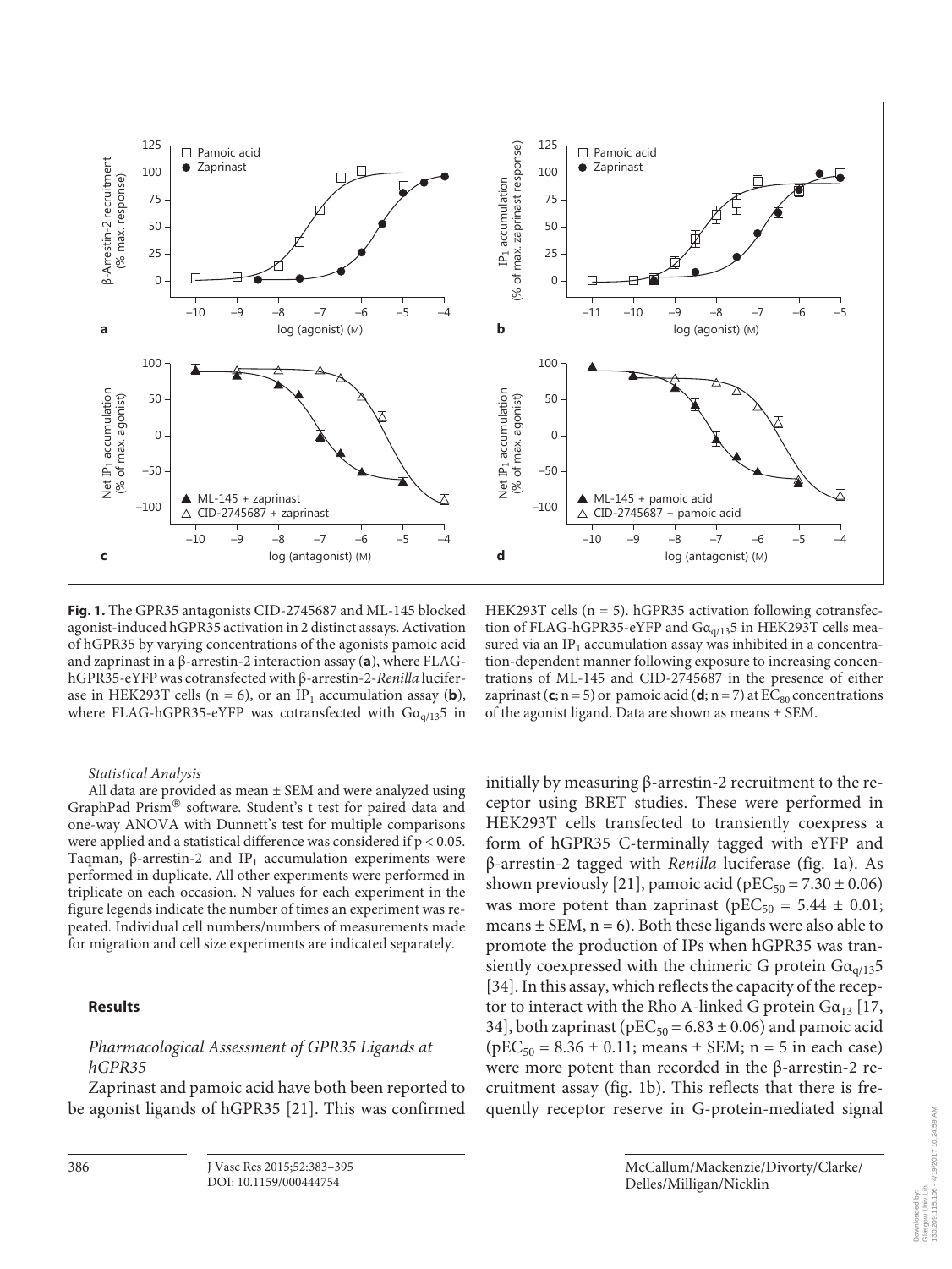**Fig. 1.** The GPR35 antagonists CID-2745687 and ML-145 blocked agonist-induced hGPR35 activation in 2 distinct assays. Activation of hGPR35 by varying concentrations of the agonists pamoic acid and zaprinast in a β-arrestin-2 interaction assay (**a**), where FLAG-hGPR35-eYFP was cotransfected with β-arrestin-2-*Renilla* luciferase in HEK293T cells (n = 6), or an $IP_1$ accumulation assay (**b**), where FLAG-hGPR35-eYFP was cotransfected with $G\alpha_{q/13}5$ in HEK293T cells (n = 5). hGPR35 activation following cotransfection of FLAG-hGPR35-eYFP and $G\alpha_{q/13}5$ in HEK293T cells measured via an $IP_1$ accumulation assay was inhibited in a concentration-dependent manner following exposure to increasing concentrations of ML-145 and CID-2745687 in the presence of either zaprinast (**c**; n = 5) or pamoic acid (**d**; n = 7) at $EC_{80}$ concentrations of the agonist ligand. Data are shown as means ± SEM.

*Statistical Analysis*

All data are provided as mean ± SEM and were analyzed using GraphPad Prism® software. Student's t test for paired data and one-way ANOVA with Dunnett's test for multiple comparisons were applied and a statistical difference was considered if $p < 0.05$. Taqman, β-arrestin-2 and $IP_1$ accumulation experiments were performed in duplicate. All other experiments were performed in triplicate on each occasion. N values for each experiment in the figure legends indicate the number of times an experiment was repeated. Individual cell numbers/numbers of measurements made for migration and cell size experiments are indicated separately.

## Results

### *Pharmacological Assessment of GPR35 Ligands at hGPR35*

Zaprinast and pamoic acid have both been reported to be agonist ligands of hGPR35 [21]. This was confirmed initially by measuring β-arrestin-2 recruitment to the receptor using BRET studies. These were performed in HEK293T cells transfected to transiently coexpress a form of hGPR35 C-terminally tagged with eYFP and β-arrestin-2 tagged with *Renilla* luciferase (fig. 1a). As shown previously [21], pamoic acid ($pEC_{50} = 7.30 \pm 0.06$) was more potent than zaprinast ($pEC_{50} = 5.44 \pm 0.01$; means ± SEM, n = 6). Both these ligands were also able to promote the production of IPs when hGPR35 was transiently coexpressed with the chimeric G protein $G\alpha_{q/13}5$ [34]. In this assay, which reflects the capacity of the receptor to interact with the Rho A-linked G protein $G\alpha_{13}$ [17, 34], both zaprinast ($pEC_{50} = 6.83 \pm 0.06$) and pamoic acid ($pEC_{50} = 8.36 \pm 0.11$; means ± SEM; n = 5 in each case) were more potent than recorded in the β-arrestin-2 recruitment assay (fig. 1b). This reflects that there is frequently receptor reserve in G-protein-mediated signal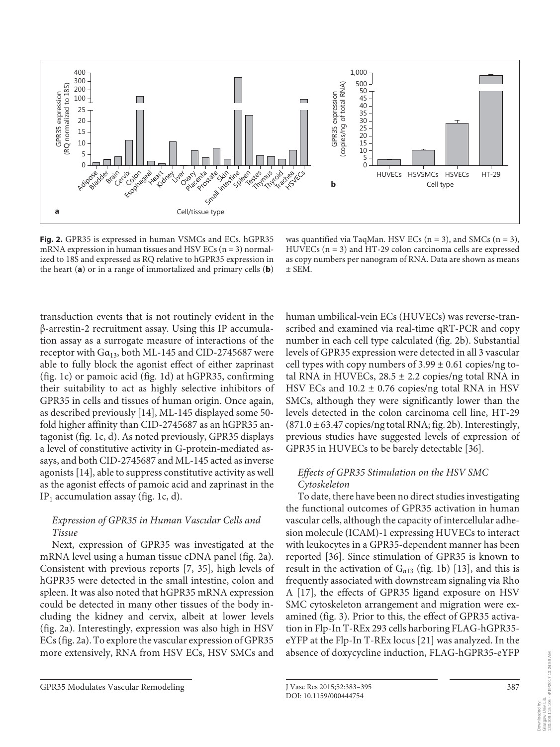**Fig. 2.** GPR35 is expressed in human VSMCs and ECs. hGPR35 mRNA expression in human tissues and HSV ECs (n = 3) normalized to 18S and expressed as RQ relative to hGPR35 expression in the heart (**a**) or in a range of immortalized and primary cells (**b**) was quantified via TaqMan. HSV ECs (n = 3), and SMCs (n = 3), HUVECs (n = 3) and HT-29 colon carcinoma cells are expressed as copy numbers per nanogram of RNA. Data are shown as means ± SEM.

transduction events that is not routinely evident in the β-arrestin-2 recruitment assay. Using this IP accumulation assay as a surrogate measure of interactions of the receptor with $G\alpha_{13}$, both ML-145 and CID-2745687 were able to fully block the agonist effect of either zaprinast (fig. 1c) or pamoic acid (fig. 1d) at hGPR35, confirming their suitability to act as highly selective inhibitors of GPR35 in cells and tissues of human origin. Once again, as described previously [14], ML-145 displayed some 50-fold higher affinity than CID-2745687 as an hGPR35 antagonist (fig. 1c, d). As noted previously, GPR35 displays a level of constitutive activity in G-protein-mediated assays, and both CID-2745687 and ML-145 acted as inverse agonists [14], able to suppress constitutive activity as well as the agonist effects of pamoic acid and zaprinast in the $IP_1$ accumulation assay (fig. 1c, d).

### *Expression of GPR35 in Human Vascular Cells and Tissue*

Next, expression of GPR35 was investigated at the mRNA level using a human tissue cDNA panel (fig. 2a). Consistent with previous reports [7, 35], high levels of hGPR35 were detected in the small intestine, colon and spleen. It was also noted that hGPR35 mRNA expression could be detected in many other tissues of the body including the kidney and cervix, albeit at lower levels (fig. 2a). Interestingly, expression was also high in HSV ECs (fig. 2a). To explore the vascular expression of GPR35 more extensively, RNA from HSV ECs, HSV SMCs and human umbilical-vein ECs (HUVECs) was reverse-transcribed and examined via real-time qRT-PCR and copy number in each cell type calculated (fig. 2b). Substantial levels of GPR35 expression were detected in all 3 vascular cell types with copy numbers of 3.99 ± 0.61 copies/ng total RNA in HUVECs, 28.5 ± 2.2 copies/ng total RNA in HSV ECs and 10.2 ± 0.76 copies/ng total RNA in HSV SMCs, although they were significantly lower than the levels detected in the colon carcinoma cell line, HT-29 (871.0 ± 63.47 copies/ng total RNA; fig. 2b). Interestingly, previous studies have suggested levels of expression of GPR35 in HUVECs to be barely detectable [36].

### *Effects of GPR35 Stimulation on the HSV SMC Cytoskeleton*

To date, there have been no direct studies investigating the functional outcomes of GPR35 activation in human vascular cells, although the capacity of intercellular adhesion molecule (ICAM)-1 expressing HUVECs to interact with leukocytes in a GPR35-dependent manner has been reported [36]. Since stimulation of GPR35 is known to result in the activation of $G_{\alpha13}$ (fig. 1b) [13], and this is frequently associated with downstream signaling via Rho A [17], the effects of GPR35 ligand exposure on HSV SMC cytoskeleton arrangement and migration were examined (fig. 3). Prior to this, the effect of GPR35 activation in Flp-In T-REx 293 cells harboring FLAG-hGPR35-eYFP at the Flp-In T-REx locus [21] was analyzed. In the absence of doxycycline induction, FLAG-hGPR35-eYFP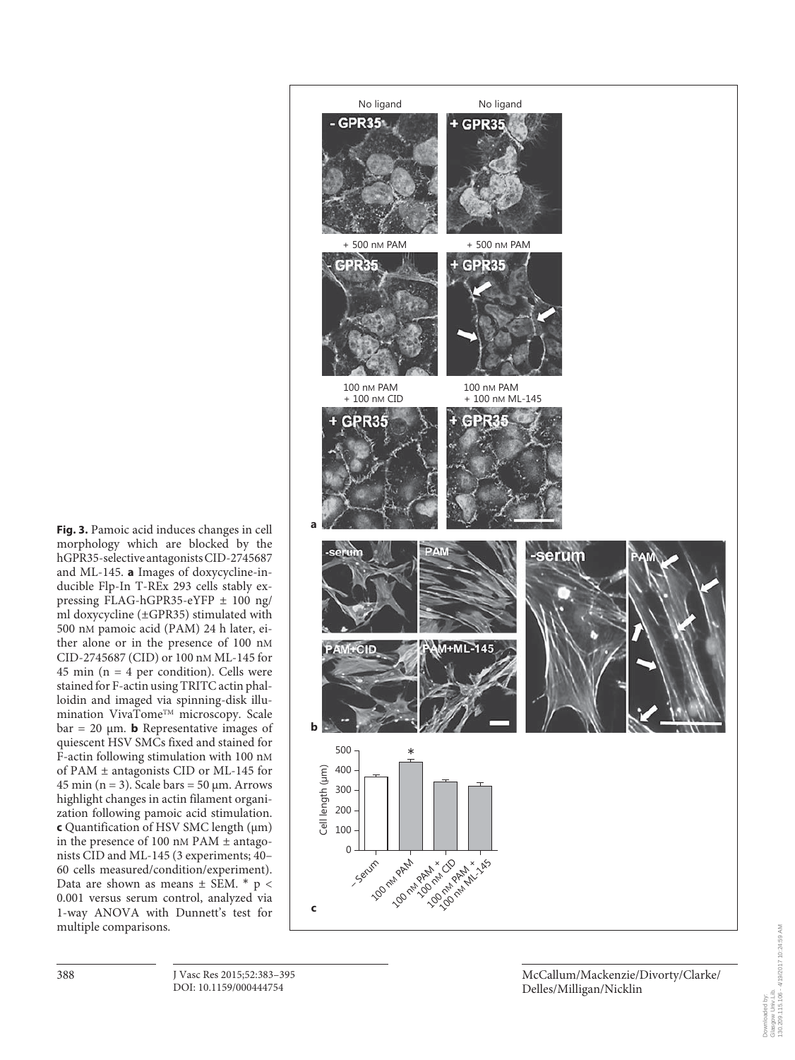**Fig. 3.** Pamoic acid induces changes in cell morphology which are blocked by the hGPR35-selective antagonists CID-2745687 and ML-145. **a** Images of doxycycline-inducible Flp-In T-REx 293 cells stably expressing FLAG-hGPR35-eYFP ± 100 ng/ml doxycycline (±GPR35) stimulated with 500 nM pamoic acid (PAM) 24 h later, either alone or in the presence of 100 nM CID-2745687 (CID) or 100 nM ML-145 for 45 min (n = 4 per condition). Cells were stained for F-actin using TRITC actin phalloidin and imaged via spinning-disk illumination VivaTome™ microscopy. Scale bar = 20 μm. **b** Representative images of quiescent HSV SMCs fixed and stained for F-actin following stimulation with 100 nM of PAM ± antagonists CID or ML-145 for 45 min (n = 3). Scale bars = 50 μm. Arrows highlight changes in actin filament organization following pamoic acid stimulation. **c** Quantification of HSV SMC length (μm) in the presence of 100 nM PAM ± antagonists CID and ML-145 (3 experiments; 40–60 cells measured/condition/experiment). Data are shown as means ± SEM. * $p < 0.001$ versus serum control, analyzed via 1-way ANOVA with Dunnett's test for multiple comparisons.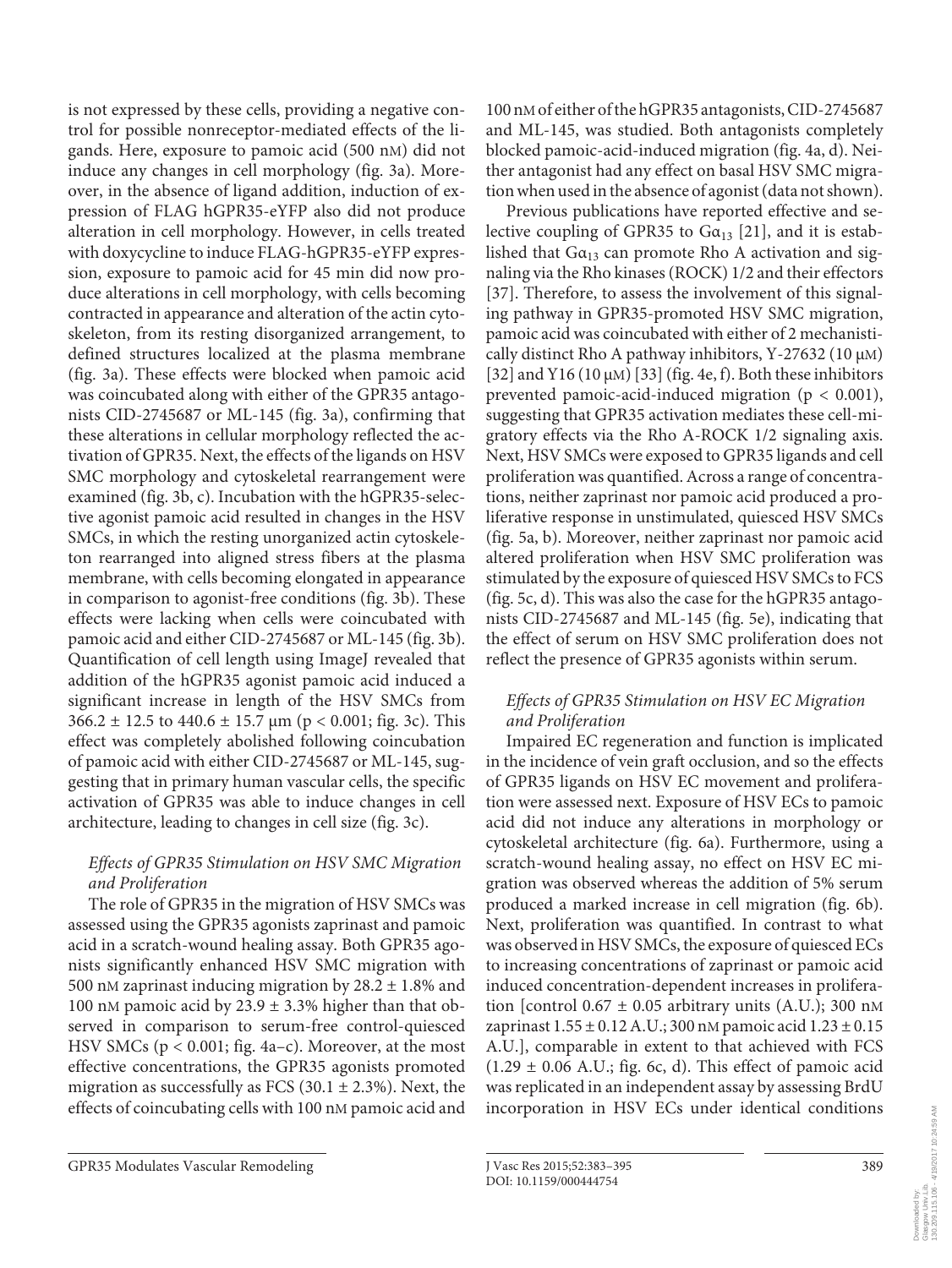is not expressed by these cells, providing a negative control for possible nonreceptor-mediated effects of the ligands. Here, exposure to pamoic acid (500 nM) did not induce any changes in cell morphology (fig. 3a). Moreover, in the absence of ligand addition, induction of expression of FLAG hGPR35-eYFP also did not produce alteration in cell morphology. However, in cells treated with doxycycline to induce FLAG-hGPR35-eYFP expression, exposure to pamoic acid for 45 min did now produce alterations in cell morphology, with cells becoming contracted in appearance and alteration of the actin cytoskeleton, from its resting disorganized arrangement, to defined structures localized at the plasma membrane (fig. 3a). These effects were blocked when pamoic acid was coincubated along with either of the GPR35 antagonists CID-2745687 or ML-145 (fig. 3a), confirming that these alterations in cellular morphology reflected the activation of GPR35. Next, the effects of the ligands on HSV SMC morphology and cytoskeletal rearrangement were examined (fig. 3b, c). Incubation with the hGPR35-selective agonist pamoic acid resulted in changes in the HSV SMCs, in which the resting unorganized actin cytoskeleton rearranged into aligned stress fibers at the plasma membrane, with cells becoming elongated in appearance in comparison to agonist-free conditions (fig. 3b). These effects were lacking when cells were coincubated with pamoic acid and either CID-2745687 or ML-145 (fig. 3b). Quantification of cell length using ImageJ revealed that addition of the hGPR35 agonist pamoic acid induced a significant increase in length of the HSV SMCs from 366.2 ± 12.5 to 440.6 ± 15.7 μm ($p < 0.001$; fig. 3c). This effect was completely abolished following coincubation of pamoic acid with either CID-2745687 or ML-145, suggesting that in primary human vascular cells, the specific activation of GPR35 was able to induce changes in cell architecture, leading to changes in cell size (fig. 3c).

### *Effects of GPR35 Stimulation on HSV SMC Migration and Proliferation*

The role of GPR35 in the migration of HSV SMCs was assessed using the GPR35 agonists zaprinast and pamoic acid in a scratch-wound healing assay. Both GPR35 agonists significantly enhanced HSV SMC migration with 500 nM zaprinast inducing migration by 28.2 ± 1.8% and 100 nM pamoic acid by 23.9 ± 3.3% higher than that observed in comparison to serum-free control-quiesced HSV SMCs ($p < 0.001$; fig. 4a–c). Moreover, at the most effective concentrations, the GPR35 agonists promoted migration as successfully as FCS (30.1 ± 2.3%). Next, the effects of coincubating cells with 100 nM pamoic acid and 100 nM of either of the hGPR35 antagonists, CID-2745687 and ML-145, was studied. Both antagonists completely blocked pamoic-acid-induced migration (fig. 4a, d). Neither antagonist had any effect on basal HSV SMC migration when used in the absence of agonist (data not shown).

Previous publications have reported effective and selective coupling of GPR35 to $G\alpha_{13}$ [21], and it is established that $G\alpha_{13}$ can promote Rho A activation and signaling via the Rho kinases (ROCK) 1/2 and their effectors [37]. Therefore, to assess the involvement of this signaling pathway in GPR35-promoted HSV SMC migration, pamoic acid was coincubated with either of 2 mechanistically distinct Rho A pathway inhibitors, Y-27632 (10 μM) [32] and Y16 (10 μM) [33] (fig. 4e, f). Both these inhibitors prevented pamoic-acid-induced migration ($p < 0.001$), suggesting that GPR35 activation mediates these cell-migratory effects via the Rho A-ROCK 1/2 signaling axis. Next, HSV SMCs were exposed to GPR35 ligands and cell proliferation was quantified. Across a range of concentrations, neither zaprinast nor pamoic acid produced a proliferative response in unstimulated, quiesced HSV SMCs (fig. 5a, b). Moreover, neither zaprinast nor pamoic acid altered proliferation when HSV SMC proliferation was stimulated by the exposure of quiesced HSV SMCs to FCS (fig. 5c, d). This was also the case for the hGPR35 antagonists CID-2745687 and ML-145 (fig. 5e), indicating that the effect of serum on HSV SMC proliferation does not reflect the presence of GPR35 agonists within serum.

### *Effects of GPR35 Stimulation on HSV EC Migration and Proliferation*

Impaired EC regeneration and function is implicated in the incidence of vein graft occlusion, and so the effects of GPR35 ligands on HSV EC movement and proliferation were assessed next. Exposure of HSV ECs to pamoic acid did not induce any alterations in morphology or cytoskeletal architecture (fig. 6a). Furthermore, using a scratch-wound healing assay, no effect on HSV EC migration was observed whereas the addition of 5% serum produced a marked increase in cell migration (fig. 6b). Next, proliferation was quantified. In contrast to what was observed in HSV SMCs, the exposure of quiesced ECs to increasing concentrations of zaprinast or pamoic acid induced concentration-dependent increases in proliferation [control 0.67 ± 0.05 arbitrary units (A.U.); 300 nM zaprinast 1.55 ± 0.12 A.U.; 300 nM pamoic acid 1.23 ± 0.15 A.U.], comparable in extent to that achieved with FCS (1.29 ± 0.06 A.U.; fig. 6c, d). This effect of pamoic acid was replicated in an independent assay by assessing BrdU incorporation in HSV ECs under identical conditions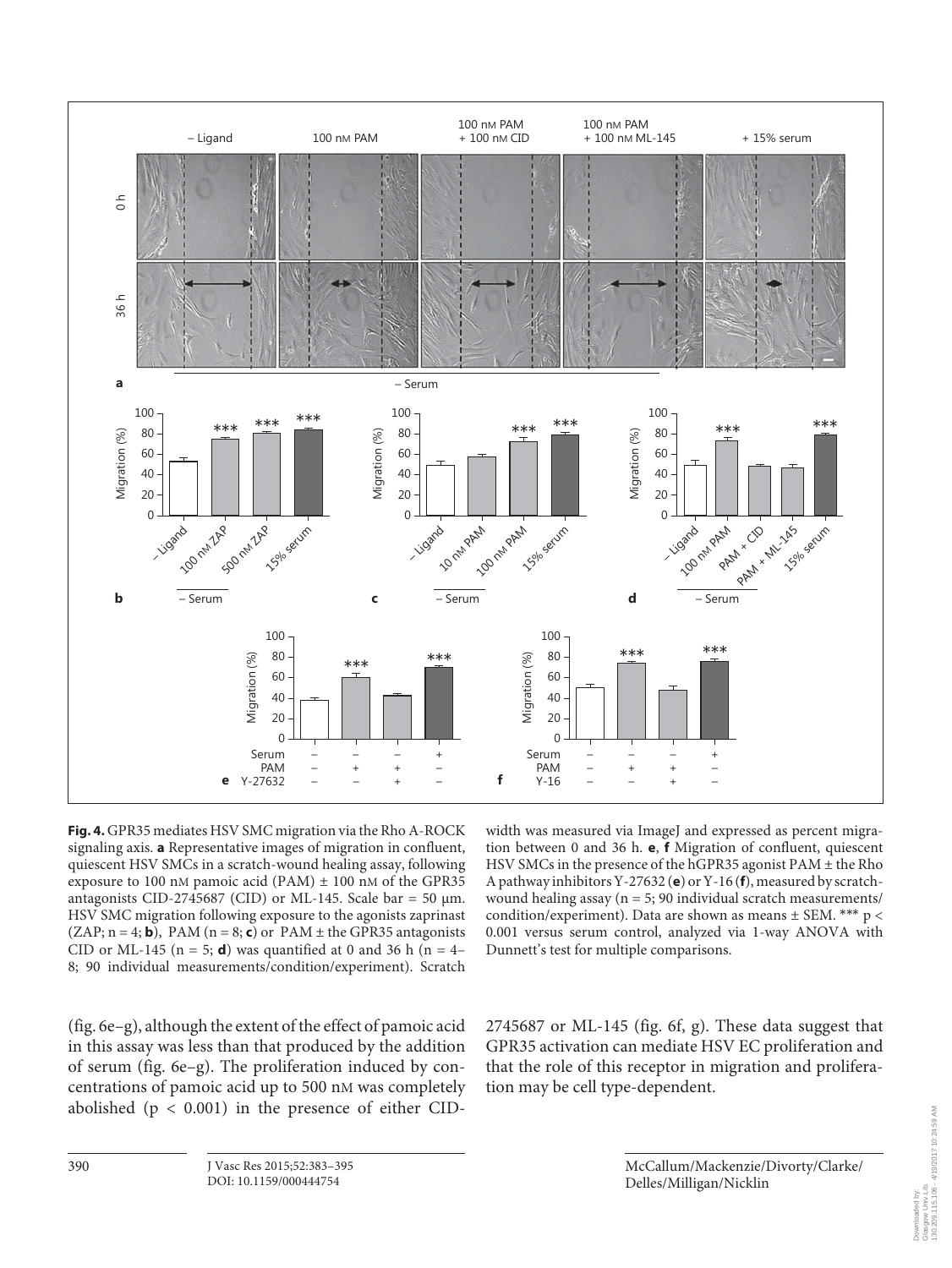**Fig. 4.** GPR35 mediates HSV SMC migration via the Rho A-ROCK signaling axis. **a** Representative images of migration in confluent, quiescent HSV SMCs in a scratch-wound healing assay, following exposure to 100 nM pamoic acid (PAM) ± 100 nM of the GPR35 antagonists CID-2745687 (CID) or ML-145. Scale bar = 50 μm. HSV SMC migration following exposure to the agonists zaprinast (ZAP; n = 4; **b**), PAM (n = 8; **c**) or PAM ± the GPR35 antagonists CID or ML-145 (n = 5; **d**) was quantified at 0 and 36 h (n = 4–8; 90 individual measurements/condition/experiment). Scratch width was measured via ImageJ and expressed as percent migration between 0 and 36 h. **e**, **f** Migration of confluent, quiescent HSV SMCs in the presence of the hGPR35 agonist PAM ± the Rho A pathway inhibitors Y-27632 (**e**) or Y-16 (**f**), measured by scratch-wound healing assay (n = 5; 90 individual scratch measurements/condition/experiment). Data are shown as means ± SEM. *** $p < 0.001$ versus serum control, analyzed via 1-way ANOVA with Dunnett's test for multiple comparisons.

(fig. 6e–g), although the extent of the effect of pamoic acid in this assay was less than that produced by the addition of serum (fig. 6e–g). The proliferation induced by concentrations of pamoic acid up to 500 nM was completely abolished ($p < 0.001$) in the presence of either CID-2745687 or ML-145 (fig. 6f, g). These data suggest that GPR35 activation can mediate HSV EC proliferation and that the role of this receptor in migration and proliferation may be cell type-dependent.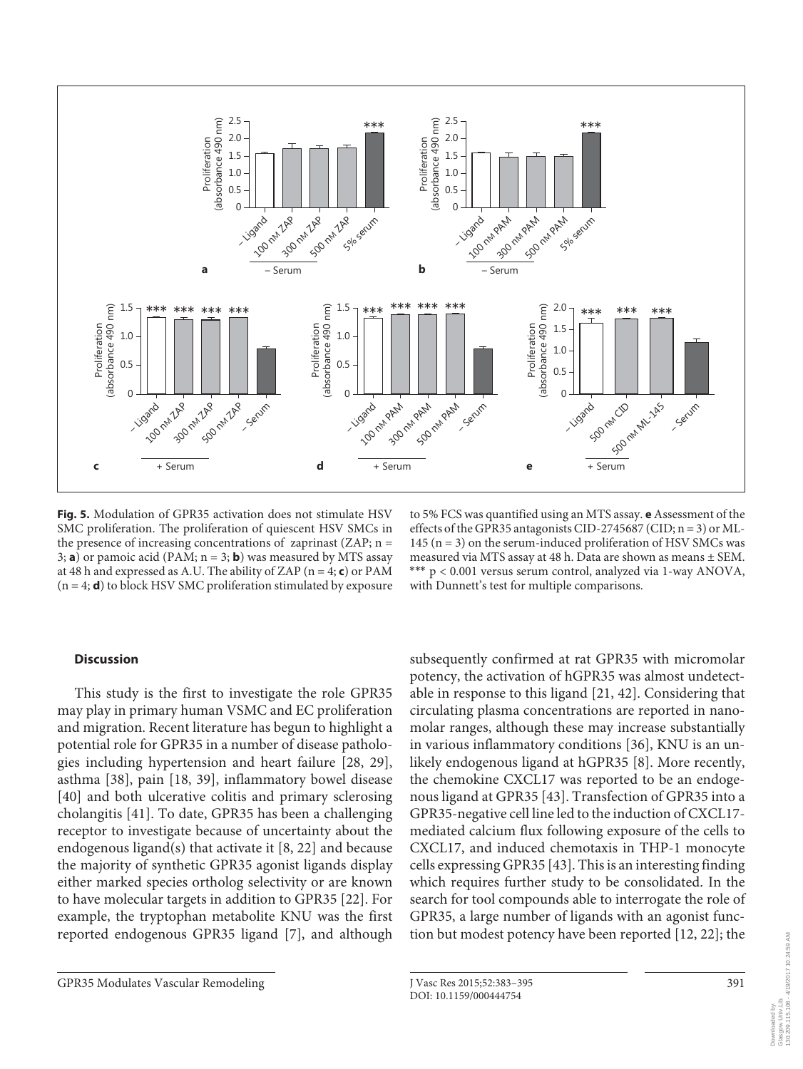**Fig. 5.** Modulation of GPR35 activation does not stimulate HSV SMC proliferation. The proliferation of quiescent HSV SMCs in the presence of increasing concentrations of zaprinast (ZAP; n = 3; **a**) or pamoic acid (PAM; n = 3; **b**) was measured by MTS assay at 48 h and expressed as A.U. The ability of ZAP (n = 4; **c**) or PAM (n = 4; **d**) to block HSV SMC proliferation stimulated by exposure to 5% FCS was quantified using an MTS assay. **e** Assessment of the effects of the GPR35 antagonists CID-2745687 (CID; n = 3) or ML-145 (n = 3) on the serum-induced proliferation of HSV SMCs was measured via MTS assay at 48 h. Data are shown as means ± SEM. *** $p < 0.001$ versus serum control, analyzed via 1-way ANOVA, with Dunnett's test for multiple comparisons.

## Discussion

This study is the first to investigate the role GPR35 may play in primary human VSMC and EC proliferation and migration. Recent literature has begun to highlight a potential role for GPR35 in a number of disease pathologies including hypertension and heart failure [28, 29], asthma [38], pain [18, 39], inflammatory bowel disease [40] and both ulcerative colitis and primary sclerosing cholangitis [41]. To date, GPR35 has been a challenging receptor to investigate because of uncertainty about the endogenous ligand(s) that activate it [8, 22] and because the majority of synthetic GPR35 agonist ligands display either marked species ortholog selectivity or are known to have molecular targets in addition to GPR35 [22]. For example, the tryptophan metabolite KNU was the first reported endogenous GPR35 ligand [7], and although subsequently confirmed at rat GPR35 with micromolar potency, the activation of hGPR35 was almost undetectable in response to this ligand [21, 42]. Considering that circulating plasma concentrations are reported in nanomolar ranges, although these may increase substantially in various inflammatory conditions [36], KNU is an unlikely endogenous ligand at hGPR35 [8]. More recently, the chemokine CXCL17 was reported to be an endogenous ligand at GPR35 [43]. Transfection of GPR35 into a GPR35-negative cell line led to the induction of CXCL17-mediated calcium flux following exposure of the cells to CXCL17, and induced chemotaxis in THP-1 monocyte cells expressing GPR35 [43]. This is an interesting finding which requires further study to be consolidated. In the search for tool compounds able to interrogate the role of GPR35, a large number of ligands with an agonist function but modest potency have been reported [12, 22]; the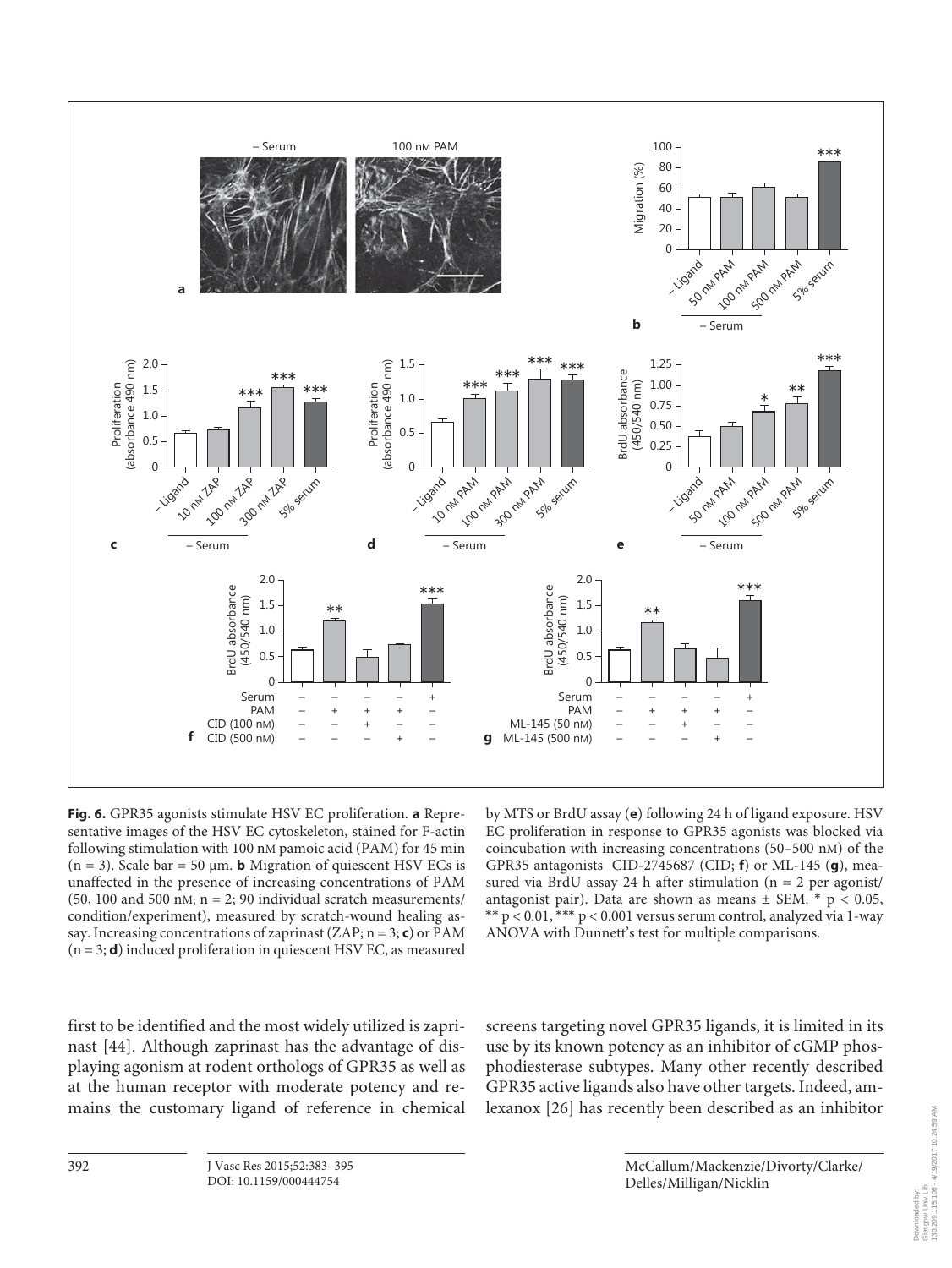**Fig. 6.** GPR35 agonists stimulate HSV EC proliferation. **a** Representative images of the HSV EC cytoskeleton, stained for F-actin following stimulation with 100 nM pamoic acid (PAM) for 45 min (n = 3). Scale bar = 50 μm. **b** Migration of quiescent HSV ECs is unaffected in the presence of increasing concentrations of PAM (50, 100 and 500 nM; n = 2; 90 individual scratch measurements/condition/experiment), measured by scratch-wound healing assay. Increasing concentrations of zaprinast (ZAP; n = 3; **c**) or PAM (n = 3; **d**) induced proliferation in quiescent HSV EC, as measured by MTS or BrdU assay (**e**) following 24 h of ligand exposure. HSV EC proliferation in response to GPR35 agonists was blocked via coincubation with increasing concentrations (50–500 nM) of the GPR35 antagonists CID-2745687 (CID; **f**) or ML-145 (**g**), measured via BrdU assay 24 h after stimulation (n = 2 per agonist/antagonist pair). Data are shown as means ± SEM. * $p < 0.05$, ** $p < 0.01$, *** $p < 0.001$ versus serum control, analyzed via 1-way ANOVA with Dunnett's test for multiple comparisons.

first to be identified and the most widely utilized is zaprinast [44]. Although zaprinast has the advantage of displaying agonism at rodent orthologs of GPR35 as well as at the human receptor with moderate potency and remains the customary ligand of reference in chemical screens targeting novel GPR35 ligands, it is limited in its use by its known potency as an inhibitor of cGMP phosphodiesterase subtypes. Many other recently described GPR35 active ligands also have other targets. Indeed, amlexanox [26] has recently been described as an inhibitor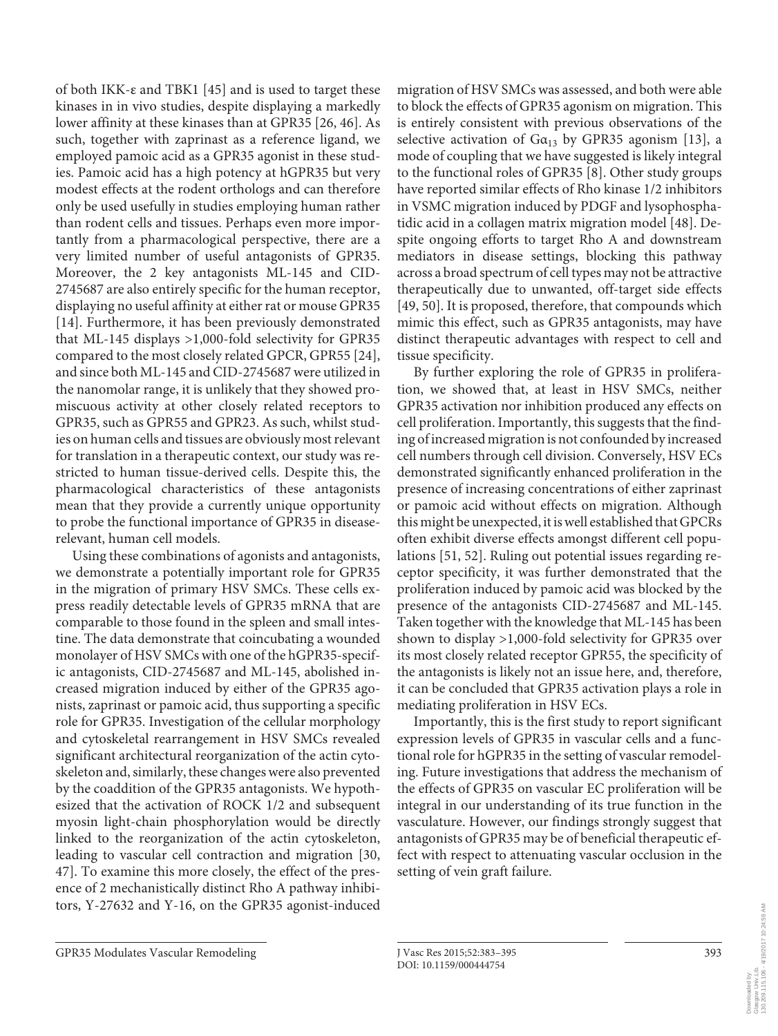of both IKK-ε and TBK1 [45] and is used to target these kinases in in vivo studies, despite displaying a markedly lower affinity at these kinases than at GPR35 [26, 46]. As such, together with zaprinast as a reference ligand, we employed pamoic acid as a GPR35 agonist in these studies. Pamoic acid has a high potency at hGPR35 but very modest effects at the rodent orthologs and can therefore only be used usefully in studies employing human rather than rodent cells and tissues. Perhaps even more importantly from a pharmacological perspective, there are a very limited number of useful antagonists of GPR35. Moreover, the 2 key antagonists ML-145 and CID-2745687 are also entirely specific for the human receptor, displaying no useful affinity at either rat or mouse GPR35 [14]. Furthermore, it has been previously demonstrated that ML-145 displays >1,000-fold selectivity for GPR35 compared to the most closely related GPCR, GPR55 [24], and since both ML-145 and CID-2745687 were utilized in the nanomolar range, it is unlikely that they showed promiscuous activity at other closely related receptors to GPR35, such as GPR55 and GPR23. As such, whilst studies on human cells and tissues are obviously most relevant for translation in a therapeutic context, our study was restricted to human tissue-derived cells. Despite this, the pharmacological characteristics of these antagonists mean that they provide a currently unique opportunity to probe the functional importance of GPR35 in disease-relevant, human cell models.

Using these combinations of agonists and antagonists, we demonstrate a potentially important role for GPR35 in the migration of primary HSV SMCs. These cells express readily detectable levels of GPR35 mRNA that are comparable to those found in the spleen and small intestine. The data demonstrate that coincubating a wounded monolayer of HSV SMCs with one of the hGPR35-specific antagonists, CID-2745687 and ML-145, abolished increased migration induced by either of the GPR35 agonists, zaprinast or pamoic acid, thus supporting a specific role for GPR35. Investigation of the cellular morphology and cytoskeletal rearrangement in HSV SMCs revealed significant architectural reorganization of the actin cytoskeleton and, similarly, these changes were also prevented by the coaddition of the GPR35 antagonists. We hypothesized that the activation of ROCK 1/2 and subsequent myosin light-chain phosphorylation would be directly linked to the reorganization of the actin cytoskeleton, leading to vascular cell contraction and migration [30, 47]. To examine this more closely, the effect of the presence of 2 mechanistically distinct Rho A pathway inhibitors, Y-27632 and Y-16, on the GPR35 agonist-induced migration of HSV SMCs was assessed, and both were able to block the effects of GPR35 agonism on migration. This is entirely consistent with previous observations of the selective activation of $G\alpha_{13}$ by GPR35 agonism [13], a mode of coupling that we have suggested is likely integral to the functional roles of GPR35 [8]. Other study groups have reported similar effects of Rho kinase 1/2 inhibitors in VSMC migration induced by PDGF and lysophosphatidic acid in a collagen matrix migration model [48]. Despite ongoing efforts to target Rho A and downstream mediators in disease settings, blocking this pathway across a broad spectrum of cell types may not be attractive therapeutically due to unwanted, off-target side effects [49, 50]. It is proposed, therefore, that compounds which mimic this effect, such as GPR35 antagonists, may have distinct therapeutic advantages with respect to cell and tissue specificity.

By further exploring the role of GPR35 in proliferation, we showed that, at least in HSV SMCs, neither GPR35 activation nor inhibition produced any effects on cell proliferation. Importantly, this suggests that the finding of increased migration is not confounded by increased cell numbers through cell division. Conversely, HSV ECs demonstrated significantly enhanced proliferation in the presence of increasing concentrations of either zaprinast or pamoic acid without effects on migration. Although this might be unexpected, it is well established that GPCRs often exhibit diverse effects amongst different cell populations [51, 52]. Ruling out potential issues regarding receptor specificity, it was further demonstrated that the proliferation induced by pamoic acid was blocked by the presence of the antagonists CID-2745687 and ML-145. Taken together with the knowledge that ML-145 has been shown to display >1,000-fold selectivity for GPR35 over its most closely related receptor GPR55, the specificity of the antagonists is likely not an issue here, and, therefore, it can be concluded that GPR35 activation plays a role in mediating proliferation in HSV ECs.

Importantly, this is the first study to report significant expression levels of GPR35 in vascular cells and a functional role for hGPR35 in the setting of vascular remodeling. Future investigations that address the mechanism of the effects of GPR35 on vascular EC proliferation will be integral in our understanding of its true function in the vasculature. However, our findings strongly suggest that antagonists of GPR35 may be of beneficial therapeutic effect with respect to attenuating vascular occlusion in the setting of vein graft failure.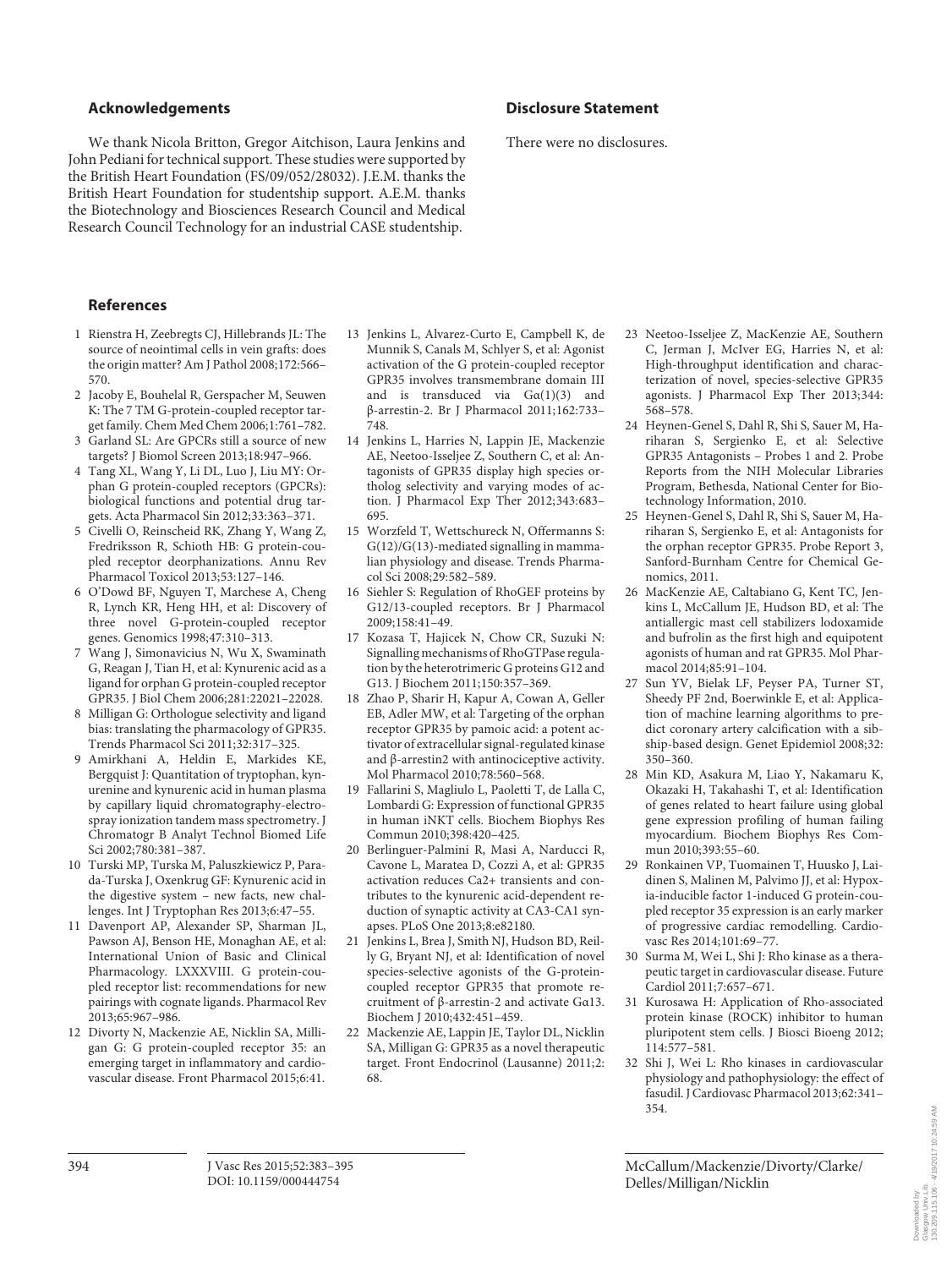## Acknowledgements

We thank Nicola Britton, Gregor Aitchison, Laura Jenkins and John Pediani for technical support. These studies were supported by the British Heart Foundation (FS/09/052/28032). J.E.M. thanks the British Heart Foundation for studentship support. A.E.M. thanks the Biotechnology and Biosciences Research Council and Medical Research Council Technology for an industrial CASE studentship.

## Disclosure Statement

There were no disclosures.

## References

1. Rienstra H, Zeebregts CJ, Hillebrands JL: The source of neointimal cells in vein grafts: does the origin matter? Am J Pathol 2008;172:566–570.
2. Jacoby E, Bouhelal R, Gerspacher M, Seuwen K: The 7 TM G-protein-coupled receptor target family. Chem Med Chem 2006;1:761–782.
3. Garland SL: Are GPCRs still a source of new targets? J Biomol Screen 2013;18:947–966.
4. Tang XL, Wang Y, Li DL, Luo J, Liu MY: Orphan G protein-coupled receptors (GPCRs): biological functions and potential drug targets. Acta Pharmacol Sin 2012;33:363–371.
5. Civelli O, Reinscheid RK, Zhang Y, Wang Z, Fredriksson R, Schioth HB: G protein-coupled receptor deorphanizations. Annu Rev Pharmacol Toxicol 2013;53:127–146.
6. O'Dowd BF, Nguyen T, Marchese A, Cheng R, Lynch KR, Heng HH, et al: Discovery of three novel G-protein-coupled receptor genes. Genomics 1998;47:310–313.
7. Wang J, Simonavicius N, Wu X, Swaminath G, Reagan J, Tian H, et al: Kynurenic acid as a ligand for orphan G protein-coupled receptor GPR35. J Biol Chem 2006;281:22021–22028.
8. Milligan G: Orthologue selectivity and ligand bias: translating the pharmacology of GPR35. Trends Pharmacol Sci 2011;32:317–325.
9. Amirkhani A, Heldin E, Markides KE, Bergquist J: Quantitation of tryptophan, kynurenine and kynurenic acid in human plasma by capillary liquid chromatography-electrospray ionization tandem mass spectrometry. J Chromatogr B Analyt Technol Biomed Life Sci 2002;780:381–387.
10. Turski MP, Turska M, Paluszkiewicz P, Parada-Turska J, Oxenkrug GF: Kynurenic acid in the digestive system – new facts, new challenges. Int J Tryptophan Res 2013;6:47–55.
11. Davenport AP, Alexander SP, Sharman JL, Pawson AJ, Benson HE, Monaghan AE, et al: International Union of Basic and Clinical Pharmacology. LXXXVIII. G protein-coupled receptor list: recommendations for new pairings with cognate ligands. Pharmacol Rev 2013;65:967–986.
12. Divorty N, Mackenzie AE, Nicklin SA, Milligan G: G protein-coupled receptor 35: an emerging target in inflammatory and cardiovascular disease. Front Pharmacol 2015;6:41.
13. Jenkins L, Alvarez-Curto E, Campbell K, de Munnik S, Canals M, Schlyer S, et al: Agonist activation of the G protein-coupled receptor GPR35 involves transmembrane domain III and is transduced via Gα(1)(3) and β-arrestin-2. Br J Pharmacol 2011;162:733–748.
14. Jenkins L, Harries N, Lappin JE, Mackenzie AE, Neetoo-Isseljee Z, Southern C, et al: Antagonists of GPR35 display high species ortholog selectivity and varying modes of action. J Pharmacol Exp Ther 2012;343:683–695.
15. Worzfeld T, Wettschureck N, Offermanns S: G(12)/G(13)-mediated signalling in mammalian physiology and disease. Trends Pharmacol Sci 2008;29:582–589.
16. Siehler S: Regulation of RhoGEF proteins by G12/13-coupled receptors. Br J Pharmacol 2009;158:41–49.
17. Kozasa T, Hajicek N, Chow CR, Suzuki N: Signalling mechanisms of RhoGTPase regulation by the heterotrimeric G proteins G12 and G13. J Biochem 2011;150:357–369.
18. Zhao P, Sharir H, Kapur A, Cowan A, Geller EB, Adler MW, et al: Targeting of the orphan receptor GPR35 by pamoic acid: a potent activator of extracellular signal-regulated kinase and β-arrestin2 with antinociceptive activity. Mol Pharmacol 2010;78:560–568.
19. Fallarini S, Magliulo L, Paoletti T, de Lalla C, Lombardi G: Expression of functional GPR35 in human iNKT cells. Biochem Biophys Res Commun 2010;398:420–425.
20. Berlinguer-Palmini R, Masi A, Narducci R, Cavone L, Maratea D, Cozzi A, et al: GPR35 activation reduces Ca2+ transients and contributes to the kynurenic acid-dependent reduction of synaptic activity at CA3-CA1 synapses. PLoS One 2013;8:e82180.
21. Jenkins L, Brea J, Smith NJ, Hudson BD, Reilly G, Bryant NJ, et al: Identification of novel species-selective agonists of the G-protein-coupled receptor GPR35 that promote recruitment of β-arrestin-2 and activate Gα13. Biochem J 2010;432:451–459.
22. Mackenzie AE, Lappin JE, Taylor DL, Nicklin SA, Milligan G: GPR35 as a novel therapeutic target. Front Endocrinol (Lausanne) 2011;2:68.
23. Neetoo-Isseljee Z, MacKenzie AE, Southern C, Jerman J, McIver EG, Harries N, et al: High-throughput identification and characterization of novel, species-selective GPR35 agonists. J Pharmacol Exp Ther 2013;344:568–578.
24. Heynen-Genel S, Dahl R, Shi S, Sauer M, Hariharan S, Sergienko E, et al: Selective GPR35 Antagonists – Probes 1 and 2. Probe Reports from the NIH Molecular Libraries Program, Bethesda, National Center for Biotechnology Information, 2010.
25. Heynen-Genel S, Dahl R, Shi S, Sauer M, Hariharan S, Sergienko E, et al: Antagonists for the orphan receptor GPR35. Probe Report 3, Sanford-Burnham Centre for Chemical Genomics, 2011.
26. MacKenzie AE, Caltabiano G, Kent TC, Jenkins L, McCallum JE, Hudson BD, et al: The antiallergic mast cell stabilizers lodoxamide and bufrolin as the first high and equipotent agonists of human and rat GPR35. Mol Pharmacol 2014;85:91–104.
27. Sun YV, Bielak LF, Peyser PA, Turner ST, Sheedy PF 2nd, Boerwinkle E, et al: Application of machine learning algorithms to predict coronary artery calcification with a sibship-based design. Genet Epidemiol 2008;32:350–360.
28. Min KD, Asakura M, Liao Y, Nakamaru K, Okazaki H, Takahashi T, et al: Identification of genes related to heart failure using global gene expression profiling of human failing myocardium. Biochem Biophys Res Commun 2010;393:55–60.
29. Ronkainen VP, Tuomainen T, Huusko J, Laidinen S, Malinen M, Palvimo JJ, et al: Hypoxia-inducible factor 1-induced G protein-coupled receptor 35 expression is an early marker of progressive cardiac remodelling. Cardiovasc Res 2014;101:69–77.
30. Surma M, Wei L, Shi J: Rho kinase as a therapeutic target in cardiovascular disease. Future Cardiol 2011;7:657–671.
31. Kurosawa H: Application of Rho-associated protein kinase (ROCK) inhibitor to human pluripotent stem cells. J Biosci Bioeng 2012;114:577–581.
32. Shi J, Wei L: Rho kinases in cardiovascular physiology and pathophysiology: the effect of fasudil. J Cardiovasc Pharmacol 2013;62:341–354.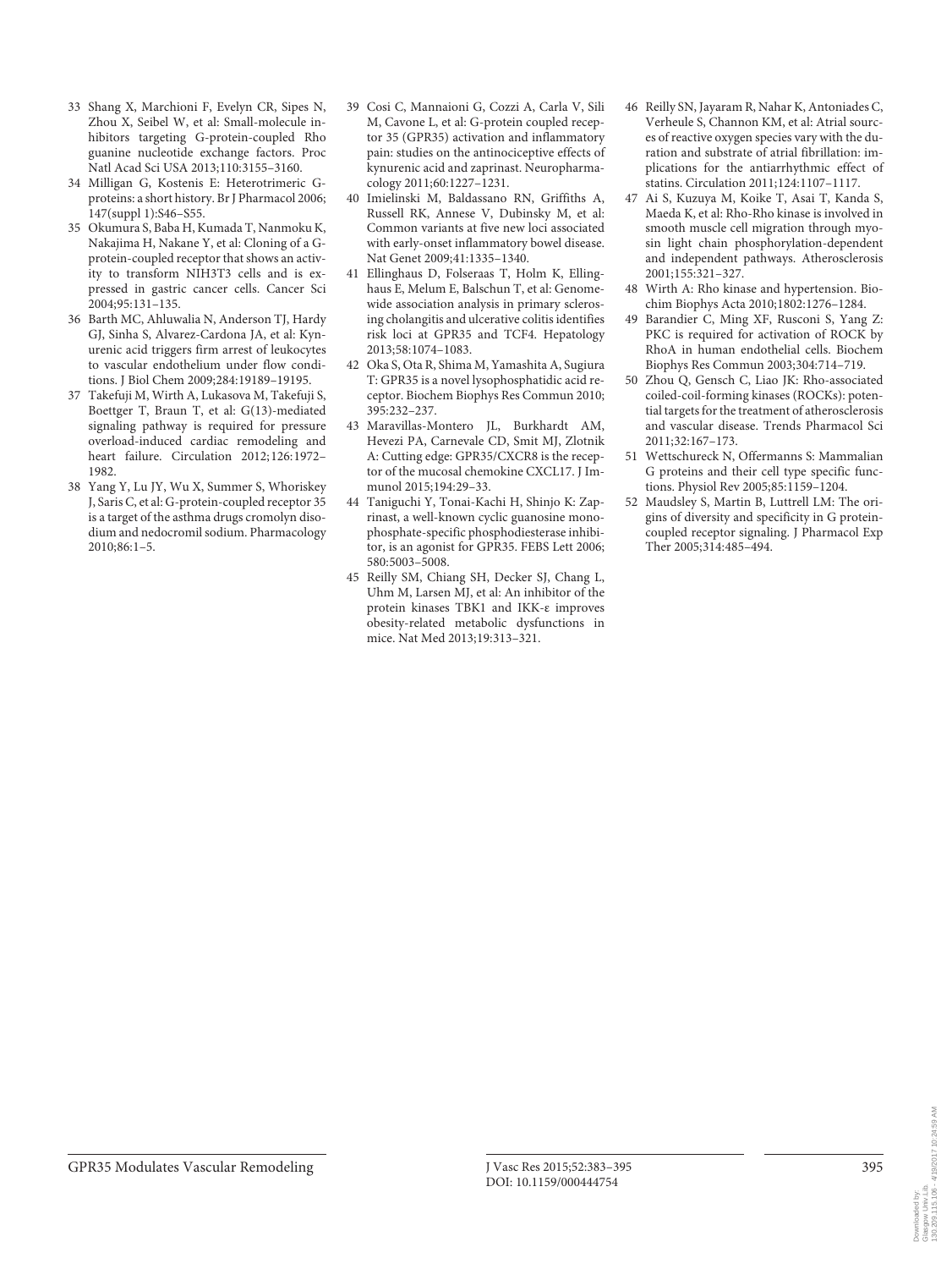33 Shang X, Marchioni F, Evelyn CR, Sipes N, Zhou X, Seibel W, et al: Small-molecule inhibitors targeting G-protein-coupled Rho guanine nucleotide exchange factors. Proc Natl Acad Sci USA 2013;110:3155–3160.

34 Milligan G, Kostenis E: Heterotrimeric G-proteins: a short history. Br J Pharmacol 2006; 147(suppl 1):S46–S55.

35 Okumura S, Baba H, Kumada T, Nanmoku K, Nakajima H, Nakane Y, et al: Cloning of a G-protein-coupled receptor that shows an activity to transform NIH3T3 cells and is expressed in gastric cancer cells. Cancer Sci 2004;95:131–135.

36 Barth MC, Ahluwalia N, Anderson TJ, Hardy GJ, Sinha S, Alvarez-Cardona JA, et al: Kynurenic acid triggers firm arrest of leukocytes to vascular endothelium under flow conditions. J Biol Chem 2009;284:19189–19195.

37 Takefuji M, Wirth A, Lukasova M, Takefuji S, Boettger T, Braun T, et al: G(13)-mediated signaling pathway is required for pressure overload-induced cardiac remodeling and heart failure. Circulation 2012;126:1972–1982.

38 Yang Y, Lu JY, Wu X, Summer S, Whoriskey J, Saris C, et al: G-protein-coupled receptor 35 is a target of the asthma drugs cromolyn disodium and nedocromil sodium. Pharmacology 2010;86:1–5.

39 Cosi C, Mannaioni G, Cozzi A, Carla V, Sili M, Cavone L, et al: G-protein coupled receptor 35 (GPR35) activation and inflammatory pain: studies on the antinociceptive effects of kynurenic acid and zaprinast. Neuropharmacology 2011;60:1227–1231.

40 Imielinski M, Baldassano RN, Griffiths A, Russell RK, Annese V, Dubinsky M, et al: Common variants at five new loci associated with early-onset inflammatory bowel disease. Nat Genet 2009;41:1335–1340.

41 Ellinghaus D, Folseraas T, Holm K, Ellinghaus E, Melum E, Balschun T, et al: Genome-wide association analysis in primary sclerosing cholangitis and ulcerative colitis identifies risk loci at GPR35 and TCF4. Hepatology 2013;58:1074–1083.

42 Oka S, Ota R, Shima M, Yamashita A, Sugiura T: GPR35 is a novel lysophosphatidic acid receptor. Biochem Biophys Res Commun 2010; 395:232–237.

43 Maravillas-Montero JL, Burkhardt AM, Hevezi PA, Carnevale CD, Smit MJ, Zlotnik A: Cutting edge: GPR35/CXCR8 is the receptor of the mucosal chemokine CXCL17. J Immunol 2015;194:29–33.

44 Taniguchi Y, Tonai-Kachi H, Shinjo K: Zaprinast, a well-known cyclic guanosine monophosphate-specific phosphodiesterase inhibitor, is an agonist for GPR35. FEBS Lett 2006; 580:5003–5008.

45 Reilly SM, Chiang SH, Decker SJ, Chang L, Uhm M, Larsen MJ, et al: An inhibitor of the protein kinases TBK1 and IKK-ε improves obesity-related metabolic dysfunctions in mice. Nat Med 2013;19:313–321.

46 Reilly SN, Jayaram R, Nahar K, Antoniades C, Verheule S, Channon KM, et al: Atrial sources of reactive oxygen species vary with the duration and substrate of atrial fibrillation: implications for the antiarrhythmic effect of statins. Circulation 2011;124:1107–1117.

47 Ai S, Kuzuya M, Koike T, Asai T, Kanda S, Maeda K, et al: Rho-Rho kinase is involved in smooth muscle cell migration through myosin light chain phosphorylation-dependent and independent pathways. Atherosclerosis 2001;155:321–327.

48 Wirth A: Rho kinase and hypertension. Biochim Biophys Acta 2010;1802:1276–1284.

49 Barandier C, Ming XF, Rusconi S, Yang Z: PKC is required for activation of ROCK by RhoA in human endothelial cells. Biochem Biophys Res Commun 2003;304:714–719.

50 Zhou Q, Gensch C, Liao JK: Rho-associated coiled-coil-forming kinases (ROCKs): potential targets for the treatment of atherosclerosis and vascular disease. Trends Pharmacol Sci 2011;32:167–173.

51 Wettschureck N, Offermanns S: Mammalian G proteins and their cell type specific functions. Physiol Rev 2005;85:1159–1204.

52 Maudsley S, Martin B, Luttrell LM: The origins of diversity and specificity in G protein-coupled receptor signaling. J Pharmacol Exp Ther 2005;314:485–494.